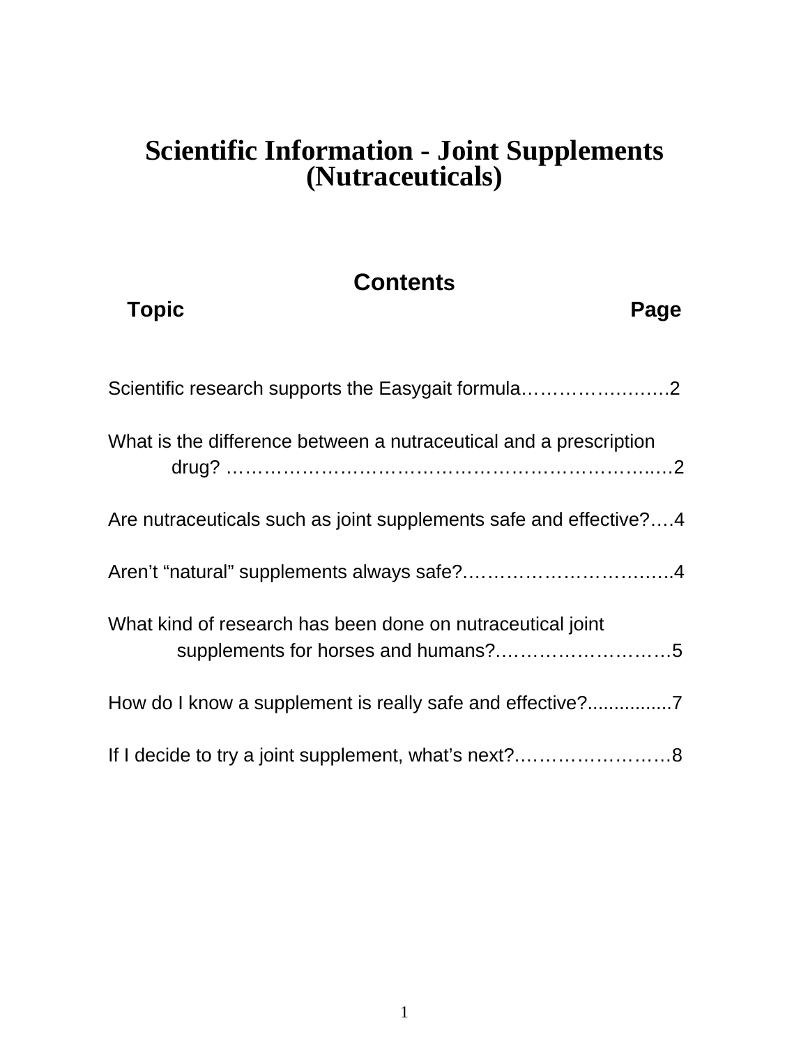# Scientific Information - Joint Supplements (Nutraceuticals)

## Contents

| Topic | Page |
| --- | --- |
| Scientific research supports the Easygait formula | 2 |
| What is the difference between a nutraceutical and a prescription drug? | 2 |
| Are nutraceuticals such as joint supplements safe and effective? | 4 |
| Aren't "natural" supplements always safe? | 4 |
| What kind of research has been done on nutraceutical joint supplements for horses and humans? | 5 |
| How do I know a supplement is really safe and effective? | 7 |
| If I decide to try a joint supplement, what's next? | 8 |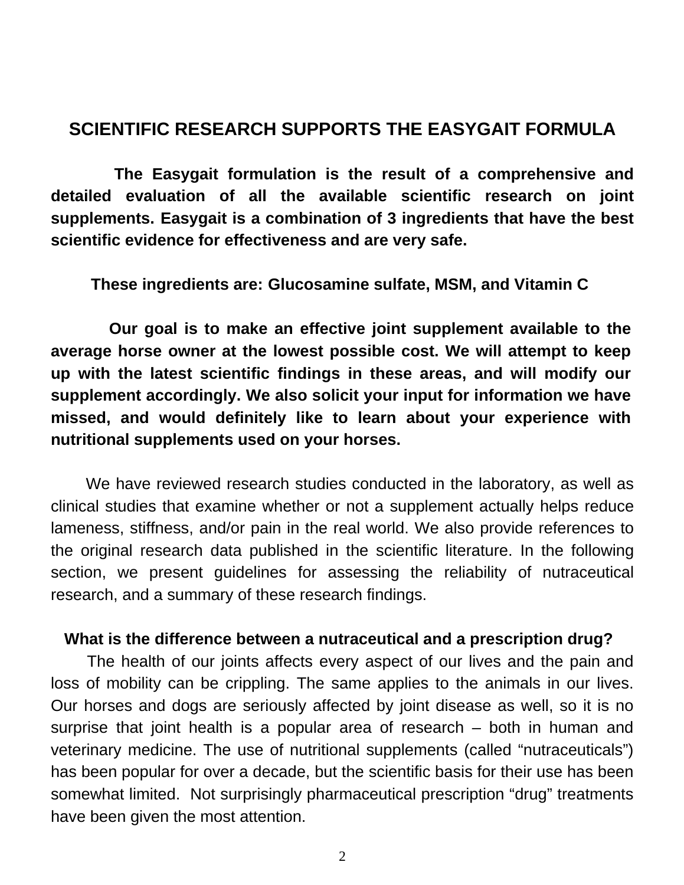## SCIENTIFIC RESEARCH SUPPORTS THE EASYGAIT FORMULA

**The Easygait formulation is the result of a comprehensive and detailed evaluation of all the available scientific research on joint supplements. Easygait is a combination of 3 ingredients that have the best scientific evidence for effectiveness and are very safe.**

**These ingredients are: Glucosamine sulfate, MSM, and Vitamin C**

**Our goal is to make an effective joint supplement available to the average horse owner at the lowest possible cost. We will attempt to keep up with the latest scientific findings in these areas, and will modify our supplement accordingly. We also solicit your input for information we have missed, and would definitely like to learn about your experience with nutritional supplements used on your horses.**

We have reviewed research studies conducted in the laboratory, as well as clinical studies that examine whether or not a supplement actually helps reduce lameness, stiffness, and/or pain in the real world. We also provide references to the original research data published in the scientific literature. In the following section, we present guidelines for assessing the reliability of nutraceutical research, and a summary of these research findings.

### What is the difference between a nutraceutical and a prescription drug?

The health of our joints affects every aspect of our lives and the pain and loss of mobility can be crippling. The same applies to the animals in our lives. Our horses and dogs are seriously affected by joint disease as well, so it is no surprise that joint health is a popular area of research – both in human and veterinary medicine. The use of nutritional supplements (called "nutraceuticals") has been popular for over a decade, but the scientific basis for their use has been somewhat limited. Not surprisingly pharmaceutical prescription "drug" treatments have been given the most attention.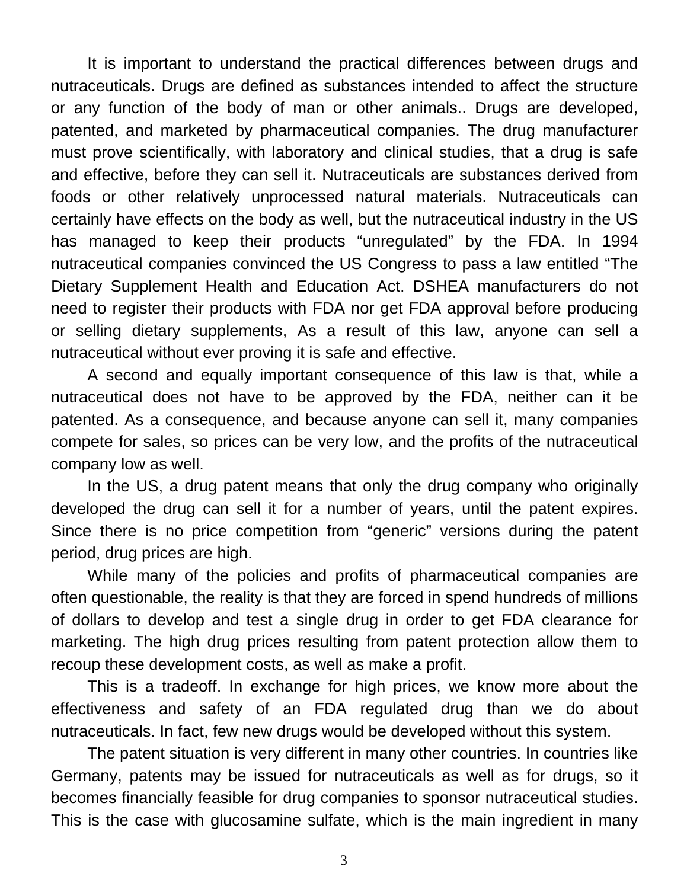It is important to understand the practical differences between drugs and nutraceuticals. Drugs are defined as substances intended to affect the structure or any function of the body of man or other animals.. Drugs are developed, patented, and marketed by pharmaceutical companies. The drug manufacturer must prove scientifically, with laboratory and clinical studies, that a drug is safe and effective, before they can sell it. Nutraceuticals are substances derived from foods or other relatively unprocessed natural materials. Nutraceuticals can certainly have effects on the body as well, but the nutraceutical industry in the US has managed to keep their products "unregulated" by the FDA. In 1994 nutraceutical companies convinced the US Congress to pass a law entitled "The Dietary Supplement Health and Education Act. DSHEA manufacturers do not need to register their products with FDA nor get FDA approval before producing or selling dietary supplements, As a result of this law, anyone can sell a nutraceutical without ever proving it is safe and effective.

A second and equally important consequence of this law is that, while a nutraceutical does not have to be approved by the FDA, neither can it be patented. As a consequence, and because anyone can sell it, many companies compete for sales, so prices can be very low, and the profits of the nutraceutical company low as well.

In the US, a drug patent means that only the drug company who originally developed the drug can sell it for a number of years, until the patent expires. Since there is no price competition from "generic" versions during the patent period, drug prices are high.

While many of the policies and profits of pharmaceutical companies are often questionable, the reality is that they are forced in spend hundreds of millions of dollars to develop and test a single drug in order to get FDA clearance for marketing. The high drug prices resulting from patent protection allow them to recoup these development costs, as well as make a profit.

This is a tradeoff. In exchange for high prices, we know more about the effectiveness and safety of an FDA regulated drug than we do about nutraceuticals. In fact, few new drugs would be developed without this system.

The patent situation is very different in many other countries. In countries like Germany, patents may be issued for nutraceuticals as well as for drugs, so it becomes financially feasible for drug companies to sponsor nutraceutical studies. This is the case with glucosamine sulfate, which is the main ingredient in many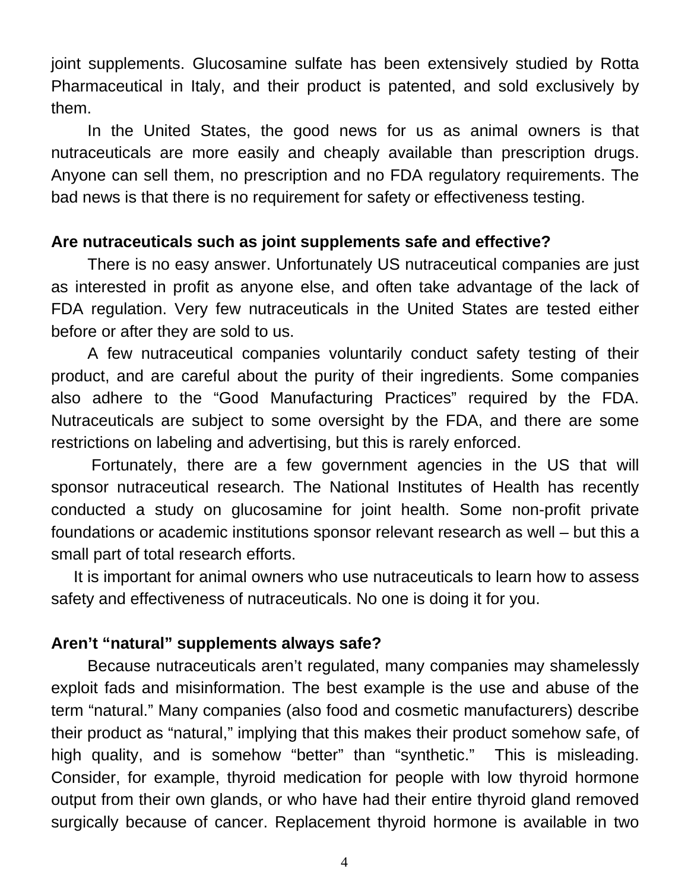joint supplements. Glucosamine sulfate has been extensively studied by Rotta Pharmaceutical in Italy, and their product is patented, and sold exclusively by them.

In the United States, the good news for us as animal owners is that nutraceuticals are more easily and cheaply available than prescription drugs. Anyone can sell them, no prescription and no FDA regulatory requirements. The bad news is that there is no requirement for safety or effectiveness testing.

**Are nutraceuticals such as joint supplements safe and effective?**

There is no easy answer. Unfortunately US nutraceutical companies are just as interested in profit as anyone else, and often take advantage of the lack of FDA regulation. Very few nutraceuticals in the United States are tested either before or after they are sold to us.

A few nutraceutical companies voluntarily conduct safety testing of their product, and are careful about the purity of their ingredients. Some companies also adhere to the "Good Manufacturing Practices" required by the FDA. Nutraceuticals are subject to some oversight by the FDA, and there are some restrictions on labeling and advertising, but this is rarely enforced.

Fortunately, there are a few government agencies in the US that will sponsor nutraceutical research. The National Institutes of Health has recently conducted a study on glucosamine for joint health. Some non-profit private foundations or academic institutions sponsor relevant research as well – but this a small part of total research efforts.

It is important for animal owners who use nutraceuticals to learn how to assess safety and effectiveness of nutraceuticals. No one is doing it for you.

**Aren't "natural" supplements always safe?**

Because nutraceuticals aren't regulated, many companies may shamelessly exploit fads and misinformation. The best example is the use and abuse of the term "natural." Many companies (also food and cosmetic manufacturers) describe their product as "natural," implying that this makes their product somehow safe, of high quality, and is somehow "better" than "synthetic." This is misleading. Consider, for example, thyroid medication for people with low thyroid hormone output from their own glands, or who have had their entire thyroid gland removed surgically because of cancer. Replacement thyroid hormone is available in two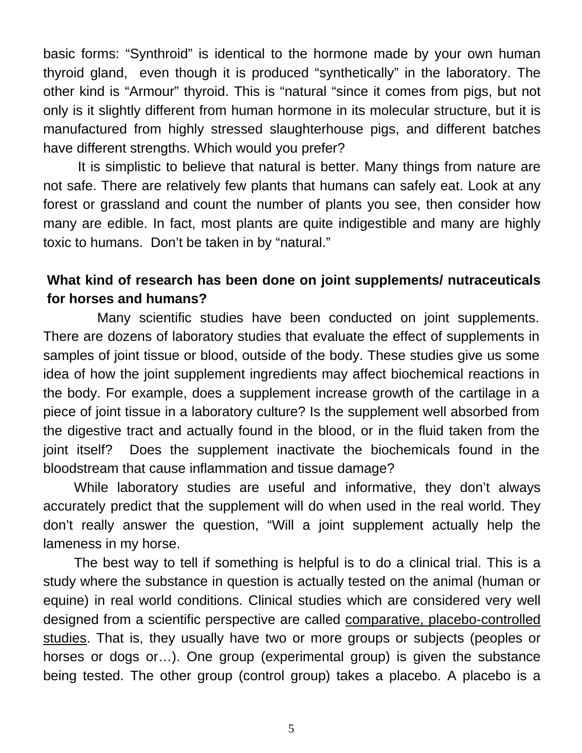basic forms: “Synthroid” is identical to the hormone made by your own human thyroid gland, even though it is produced “synthetically” in the laboratory. The other kind is “Armour” thyroid. This is “natural “since it comes from pigs, but not only is it slightly different from human hormone in its molecular structure, but it is manufactured from highly stressed slaughterhouse pigs, and different batches have different strengths. Which would you prefer?

It is simplistic to believe that natural is better. Many things from nature are not safe. There are relatively few plants that humans can safely eat. Look at any forest or grassland and count the number of plants you see, then consider how many are edible. In fact, most plants are quite indigestible and many are highly toxic to humans. Don’t be taken in by “natural.”

**What kind of research has been done on joint supplements/ nutraceuticals for horses and humans?**

Many scientific studies have been conducted on joint supplements. There are dozens of laboratory studies that evaluate the effect of supplements in samples of joint tissue or blood, outside of the body. These studies give us some idea of how the joint supplement ingredients may affect biochemical reactions in the body. For example, does a supplement increase growth of the cartilage in a piece of joint tissue in a laboratory culture? Is the supplement well absorbed from the digestive tract and actually found in the blood, or in the fluid taken from the joint itself? Does the supplement inactivate the biochemicals found in the bloodstream that cause inflammation and tissue damage?

While laboratory studies are useful and informative, they don’t always accurately predict that the supplement will do when used in the real world. They don’t really answer the question, “Will a joint supplement actually help the lameness in my horse.

The best way to tell if something is helpful is to do a clinical trial. This is a study where the substance in question is actually tested on the animal (human or equine) in real world conditions. Clinical studies which are considered very well designed from a scientific perspective are called <u>comparative, placebo-controlled studies</u>. That is, they usually have two or more groups or subjects (peoples or horses or dogs or…). One group (experimental group) is given the substance being tested. The other group (control group) takes a placebo. A placebo is a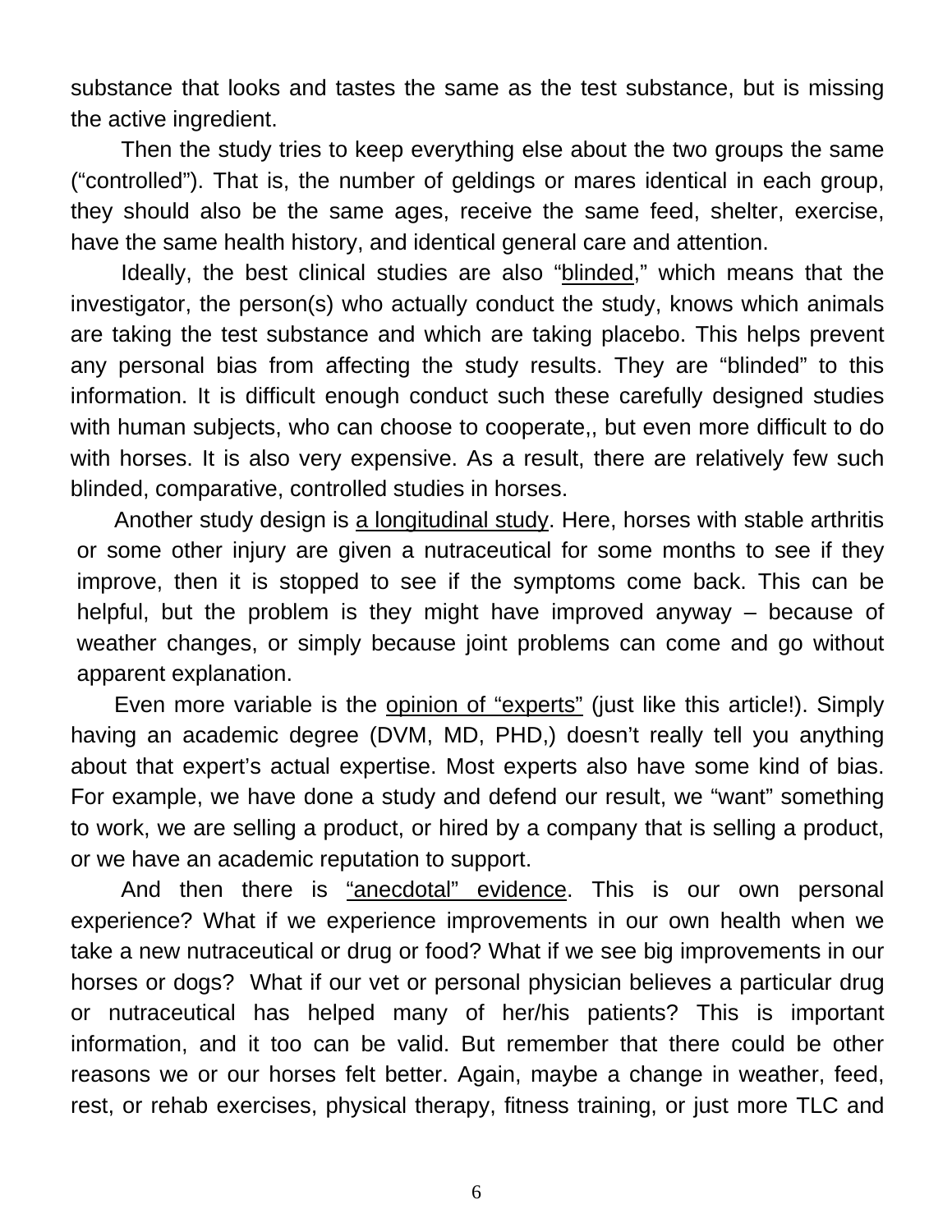substance that looks and tastes the same as the test substance, but is missing the active ingredient.

Then the study tries to keep everything else about the two groups the same ("controlled"). That is, the number of geldings or mares identical in each group, they should also be the same ages, receive the same feed, shelter, exercise, have the same health history, and identical general care and attention.

Ideally, the best clinical studies are also "<u>blinded</u>," which means that the investigator, the person(s) who actually conduct the study, knows which animals are taking the test substance and which are taking placebo. This helps prevent any personal bias from affecting the study results. They are "blinded" to this information. It is difficult enough conduct such these carefully designed studies with human subjects, who can choose to cooperate,, but even more difficult to do with horses. It is also very expensive. As a result, there are relatively few such blinded, comparative, controlled studies in horses.

Another study design is <u>a longitudinal study</u>. Here, horses with stable arthritis or some other injury are given a nutraceutical for some months to see if they improve, then it is stopped to see if the symptoms come back. This can be helpful, but the problem is they might have improved anyway – because of weather changes, or simply because joint problems can come and go without apparent explanation.

Even more variable is the <u>opinion of "experts"</u> (just like this article!). Simply having an academic degree (DVM, MD, PHD,) doesn't really tell you anything about that expert's actual expertise. Most experts also have some kind of bias. For example, we have done a study and defend our result, we "want" something to work, we are selling a product, or hired by a company that is selling a product, or we have an academic reputation to support.

And then there is <u>"anecdotal" evidence</u>. This is our own personal experience? What if we experience improvements in our own health when we take a new nutraceutical or drug or food? What if we see big improvements in our horses or dogs? What if our vet or personal physician believes a particular drug or nutraceutical has helped many of her/his patients? This is important information, and it too can be valid. But remember that there could be other reasons we or our horses felt better. Again, maybe a change in weather, feed, rest, or rehab exercises, physical therapy, fitness training, or just more TLC and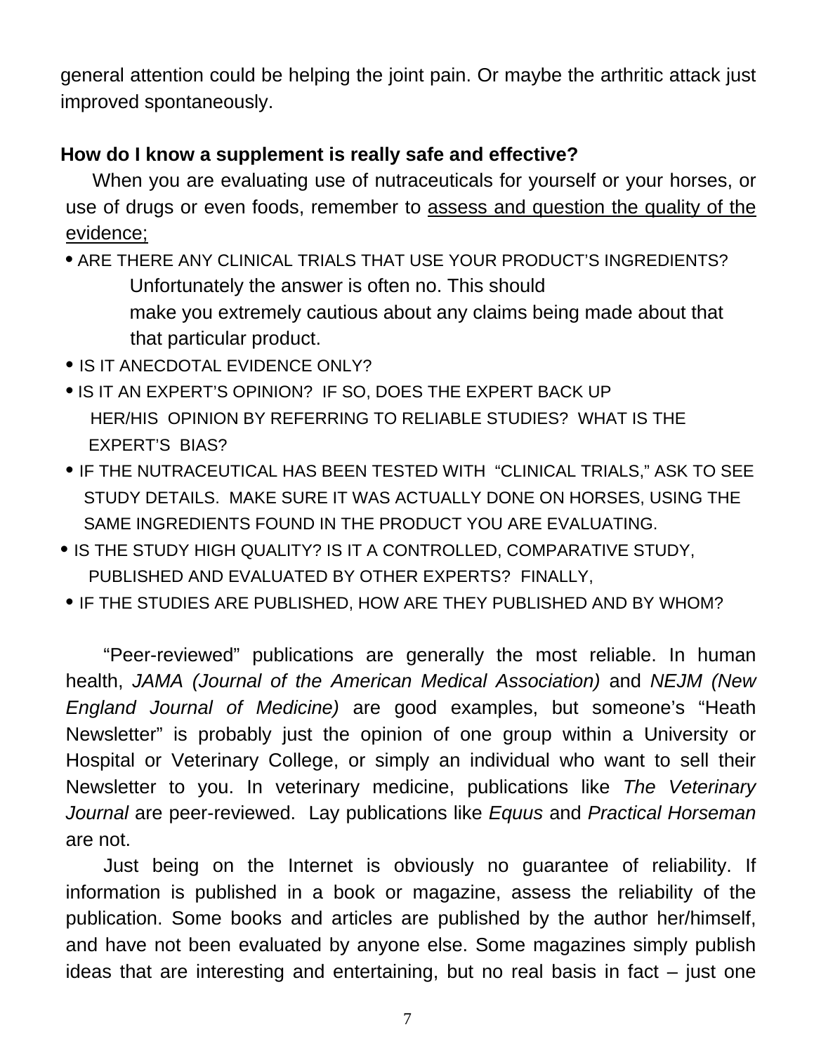general attention could be helping the joint pain. Or maybe the arthritic attack just improved spontaneously.

**How do I know a supplement is really safe and effective?**

When you are evaluating use of nutraceuticals for yourself or your horses, or use of drugs or even foods, remember to assess and question the quality of the evidence;

- ARE THERE ANY CLINICAL TRIALS THAT USE YOUR PRODUCT'S INGREDIENTS?
  Unfortunately the answer is often no. This should make you extremely cautious about any claims being made about that that particular product.
- IS IT ANECDOTAL EVIDENCE ONLY?
- IS IT AN EXPERT'S OPINION? IF SO, DOES THE EXPERT BACK UP HER/HIS OPINION BY REFERRING TO RELIABLE STUDIES? WHAT IS THE EXPERT'S BIAS?
- IF THE NUTRACEUTICAL HAS BEEN TESTED WITH "CLINICAL TRIALS," ASK TO SEE STUDY DETAILS. MAKE SURE IT WAS ACTUALLY DONE ON HORSES, USING THE SAME INGREDIENTS FOUND IN THE PRODUCT YOU ARE EVALUATING.
- IS THE STUDY HIGH QUALITY? IS IT A CONTROLLED, COMPARATIVE STUDY, PUBLISHED AND EVALUATED BY OTHER EXPERTS? FINALLY,
- IF THE STUDIES ARE PUBLISHED, HOW ARE THEY PUBLISHED AND BY WHOM?

"Peer-reviewed" publications are generally the most reliable. In human health, *JAMA (Journal of the American Medical Association)* and *NEJM (New England Journal of Medicine)* are good examples, but someone's "Heath Newsletter" is probably just the opinion of one group within a University or Hospital or Veterinary College, or simply an individual who want to sell their Newsletter to you. In veterinary medicine, publications like *The Veterinary Journal* are peer-reviewed. Lay publications like *Equus* and *Practical Horseman* are not.

Just being on the Internet is obviously no guarantee of reliability. If information is published in a book or magazine, assess the reliability of the publication. Some books and articles are published by the author her/himself, and have not been evaluated by anyone else. Some magazines simply publish ideas that are interesting and entertaining, but no real basis in fact – just one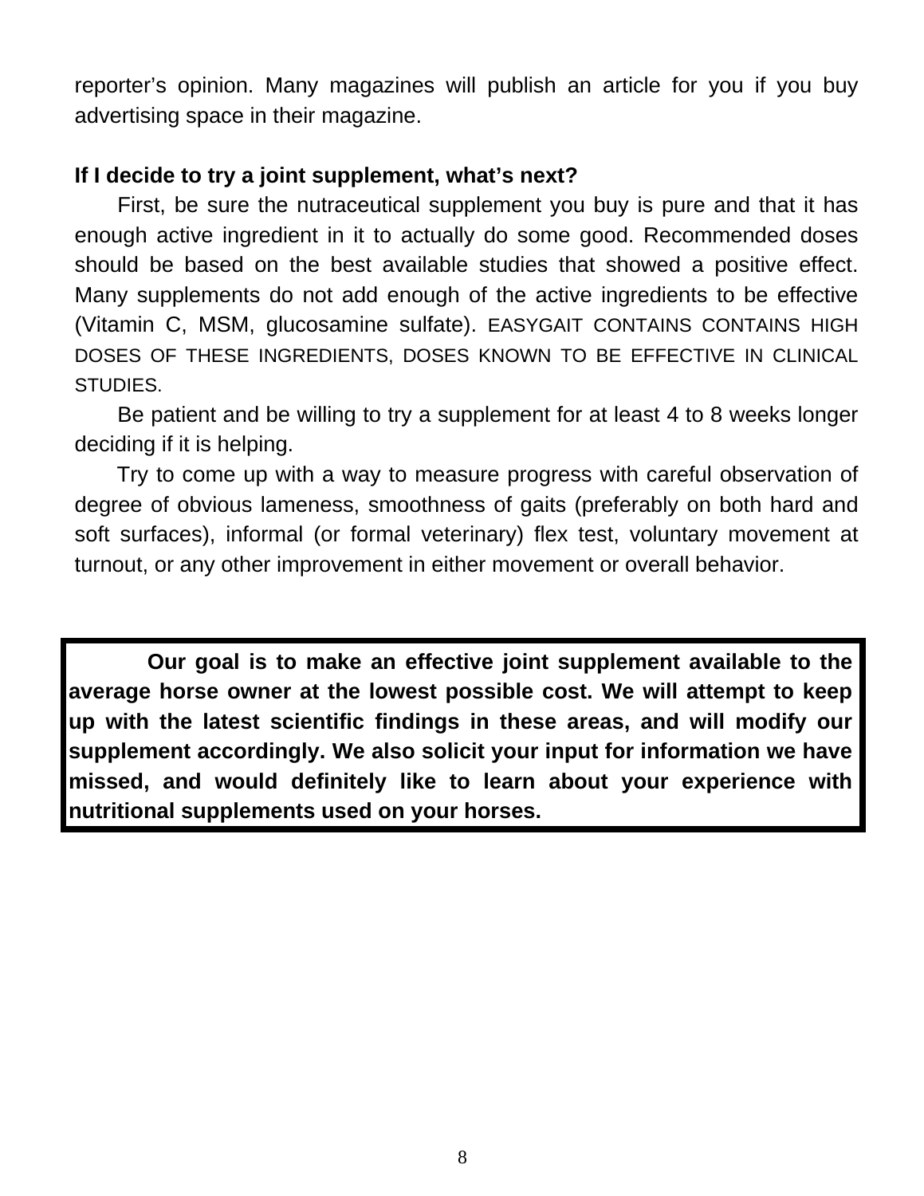reporter's opinion. Many magazines will publish an article for you if you buy advertising space in their magazine.

**If I decide to try a joint supplement, what's next?**

First, be sure the nutraceutical supplement you buy is pure and that it has enough active ingredient in it to actually do some good. Recommended doses should be based on the best available studies that showed a positive effect. Many supplements do not add enough of the active ingredients to be effective (Vitamin C, MSM, glucosamine sulfate). EASYGAIT CONTAINS CONTAINS HIGH DOSES OF THESE INGREDIENTS, DOSES KNOWN TO BE EFFECTIVE IN CLINICAL STUDIES.

Be patient and be willing to try a supplement for at least 4 to 8 weeks longer deciding if it is helping.

Try to come up with a way to measure progress with careful observation of degree of obvious lameness, smoothness of gaits (preferably on both hard and soft surfaces), informal (or formal veterinary) flex test, voluntary movement at turnout, or any other improvement in either movement or overall behavior.

**Our goal is to make an effective joint supplement available to the average horse owner at the lowest possible cost. We will attempt to keep up with the latest scientific findings in these areas, and will modify our supplement accordingly. We also solicit your input for information we have missed, and would definitely like to learn about your experience with nutritional supplements used on your horses.**